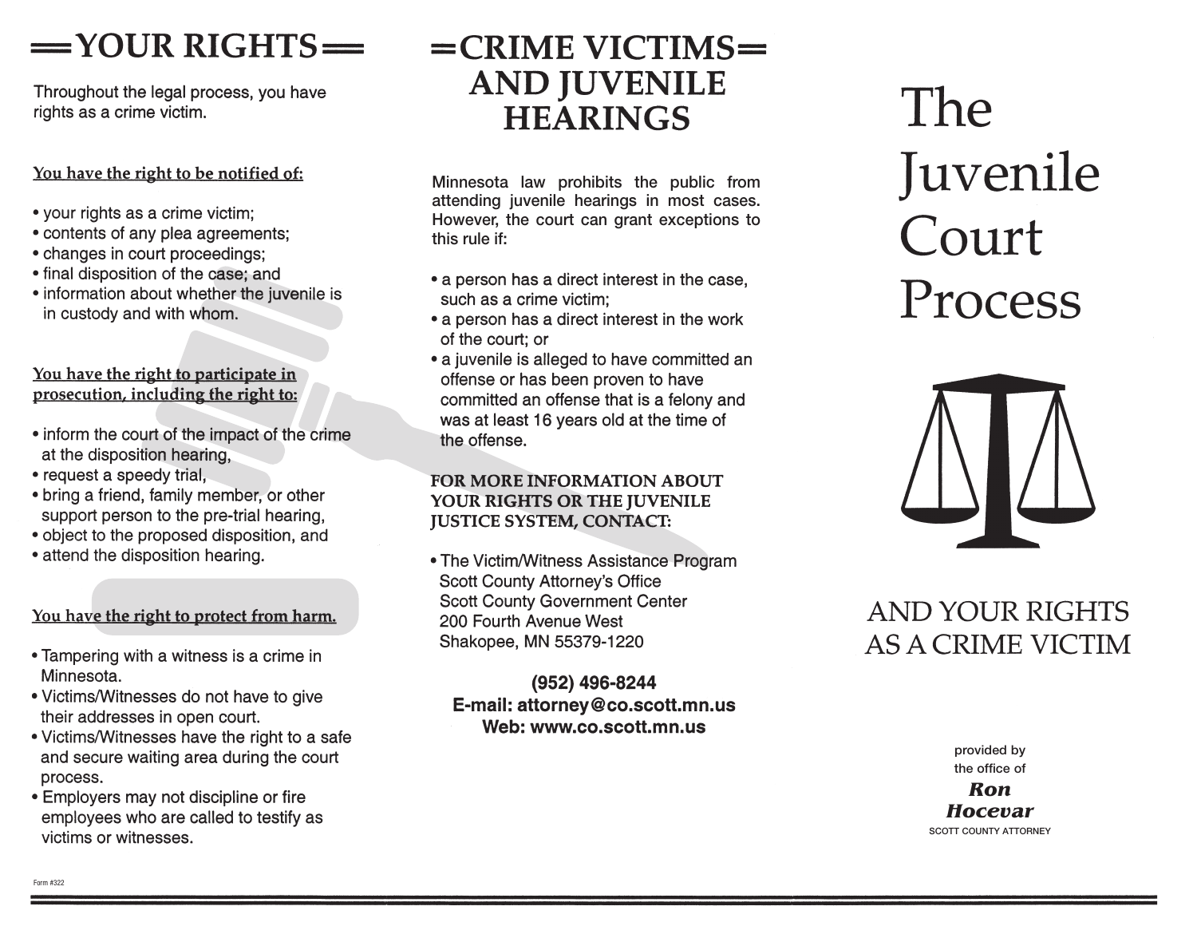# YOUR RIGHTS

Throughout the legal process, you have rights as a crime victim.

**You have the right to be notified of:**

- your rights as a crime victim;
- contents of any plea agreements;
- changes in court proceedings;
- final disposition of the case; and
- information about whether the juvenile is in custody and with whom.

**You have the right to participate in prosecution, including the right to:**

- inform the court of the impact of the crime at the disposition hearing,
- request a speedy trial,
- bring a friend, family member, or other support person to the pre-trial hearing,
- object to the proposed disposition, and
- attend the disposition hearing.

**You have the right to protect from harm.**

- Tampering with a witness is a crime in Minnesota.
- Victims/Witnesses do not have to give their addresses in open court.
- Victims/Witnesses have the right to a safe and secure waiting area during the court process.
- Employers may not discipline or fire employees who are called to testify as victims or witnesses.

Form #322

# CRIME VICTIMS AND JUVENILE HEARINGS

Minnesota law prohibits the public from attending juvenile hearings in most cases. However, the court can grant exceptions to this rule if:

- a person has a direct interest in the case, such as a crime victim;
- a person has a direct interest in the work of the court; or
- a juvenile is alleged to have committed an offense or has been proven to have committed an offense that is a felony and was at least 16 years old at the time of the offense.

**FOR MORE INFORMATION ABOUT YOUR RIGHTS OR THE JUVENILE JUSTICE SYSTEM, CONTACT:**

- The Victim/Witness Assistance Program
  Scott County Attorney's Office
  Scott County Government Center
  200 Fourth Avenue West
  Shakopee, MN 55379-1220

**(952) 496-8244**
**E-mail: attorney@co.scott.mn.us**
**Web: www.co.scott.mn.us**

# The Juvenile Court Process

## AND YOUR RIGHTS AS A CRIME VICTIM

provided by
the office of
***Ron Hocevar***
SCOTT COUNTY ATTORNEY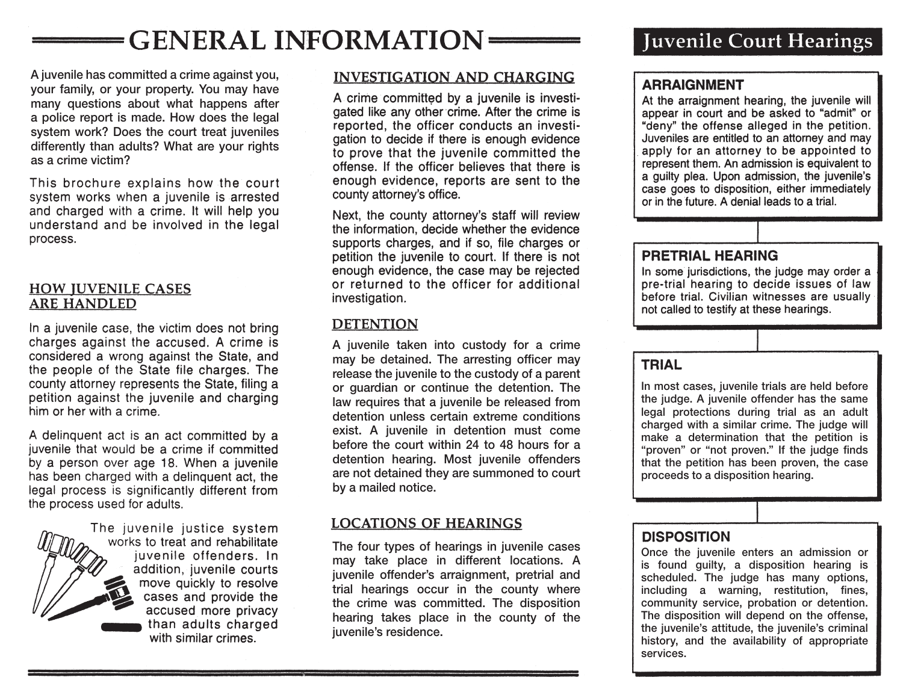# GENERAL INFORMATION

A juvenile has committed a crime against you, your family, or your property. You may have many questions about what happens after a police report is made. How does the legal system work? Does the court treat juveniles differently than adults? What are your rights as a crime victim?

This brochure explains how the court system works when a juvenile is arrested and charged with a crime. It will help you understand and be involved in the legal process.

## HOW JUVENILE CASES ARE HANDLED

In a juvenile case, the victim does not bring charges against the accused. A crime is considered a wrong against the State, and the people of the State file charges. The county attorney represents the State, filing a petition against the juvenile and charging him or her with a crime.

A delinquent act is an act committed by a juvenile that would be a crime if committed by a person over age 18. When a juvenile has been charged with a delinquent act, the legal process is significantly different from the process used for adults.

The juvenile justice system works to treat and rehabilitate juvenile offenders. In addition, juvenile courts move quickly to resolve cases and provide the accused more privacy than adults charged with similar crimes.

## INVESTIGATION AND CHARGING

A crime committed by a juvenile is investigated like any other crime. After the crime is reported, the officer conducts an investigation to decide if there is enough evidence to prove that the juvenile committed the offense. If the officer believes that there is enough evidence, reports are sent to the county attorney's office.

Next, the county attorney's staff will review the information, decide whether the evidence supports charges, and if so, file charges or petition the juvenile to court. If there is not enough evidence, the case may be rejected or returned to the officer for additional investigation.

## DETENTION

A juvenile taken into custody for a crime may be detained. The arresting officer may release the juvenile to the custody of a parent or guardian or continue the detention. The law requires that a juvenile be released from detention unless certain extreme conditions exist. A juvenile in detention must come before the court within 24 to 48 hours for a detention hearing. Most juvenile offenders are not detained they are summoned to court by a mailed notice.

## LOCATIONS OF HEARINGS

The four types of hearings in juvenile cases may take place in different locations. A juvenile offender's arraignment, pretrial and trial hearings occur in the county where the crime was committed. The disposition hearing takes place in the county of the juvenile's residence.

# Juvenile Court Hearings

## ARRAIGNMENT

At the arraignment hearing, the juvenile will appear in court and be asked to "admit" or "deny" the offense alleged in the petition. Juveniles are entitled to an attorney and may apply for an attorney to be appointed to represent them. An admission is equivalent to a guilty plea. Upon admission, the juvenile's case goes to disposition, either immediately or in the future. A denial leads to a trial.

## PRETRIAL HEARING

In some jurisdictions, the judge may order a pre-trial hearing to decide issues of law before trial. Civilian witnesses are usually not called to testify at these hearings.

## TRIAL

In most cases, juvenile trials are held before the judge. A juvenile offender has the same legal protections during trial as an adult charged with a similar crime. The judge will make a determination that the petition is "proven" or "not proven." If the judge finds that the petition has been proven, the case proceeds to a disposition hearing.

## DISPOSITION

Once the juvenile enters an admission or is found guilty, a disposition hearing is scheduled. The judge has many options, including a warning, restitution, fines, community service, probation or detention. The disposition will depend on the offense, the juvenile's attitude, the juvenile's criminal history, and the availability of appropriate services.